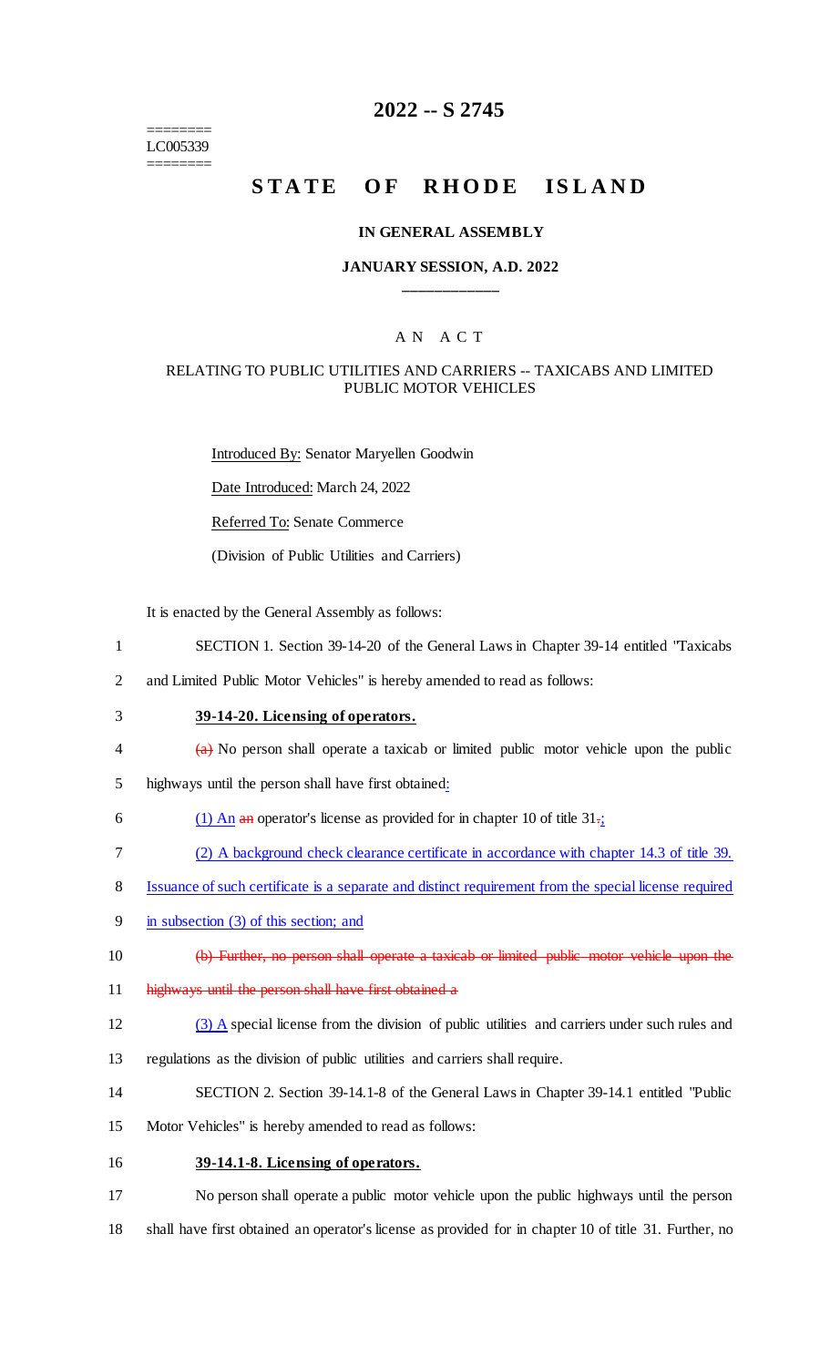# 2022 -- S 2745

========
LC005339
========

## STATE OF RHODE ISLAND

### IN GENERAL ASSEMBLY

### JANUARY SESSION, A.D. 2022

____________

A N A C T

RELATING TO PUBLIC UTILITIES AND CARRIERS -- TAXICABS AND LIMITED PUBLIC MOTOR VEHICLES

Introduced By: Senator Maryellen Goodwin

Date Introduced: March 24, 2022

Referred To: Senate Commerce

(Division of Public Utilities and Carriers)

It is enacted by the General Assembly as follows:

1 SECTION 1. Section 39-14-20 of the General Laws in Chapter 39-14 entitled "Taxicabs
2 and Limited Public Motor Vehicles" is hereby amended to read as follows:

3 **39-14-20. Licensing of operators.**

4 ~~(a)~~ No person shall operate a taxicab or limited public motor vehicle upon the public
5 highways until the person shall have first obtained:

6 (1) An ~~an~~ operator's license as provided for in chapter 10 of title 31~~.~~;

7 (2) A background check clearance certificate in accordance with chapter 14.3 of title 39.
8 Issuance of such certificate is a separate and distinct requirement from the special license required
9 in subsection (3) of this section; and

10 ~~(b) Further, no person shall operate a taxicab or limited public motor vehicle upon the~~
11 ~~highways until the person shall have first obtained a~~

12 (3) A special license from the division of public utilities and carriers under such rules and
13 regulations as the division of public utilities and carriers shall require.

14 SECTION 2. Section 39-14.1-8 of the General Laws in Chapter 39-14.1 entitled "Public
15 Motor Vehicles" is hereby amended to read as follows:

16 **39-14.1-8. Licensing of operators.**

17 No person shall operate a public motor vehicle upon the public highways until the person
18 shall have first obtained an operator's license as provided for in chapter 10 of title 31. Further, no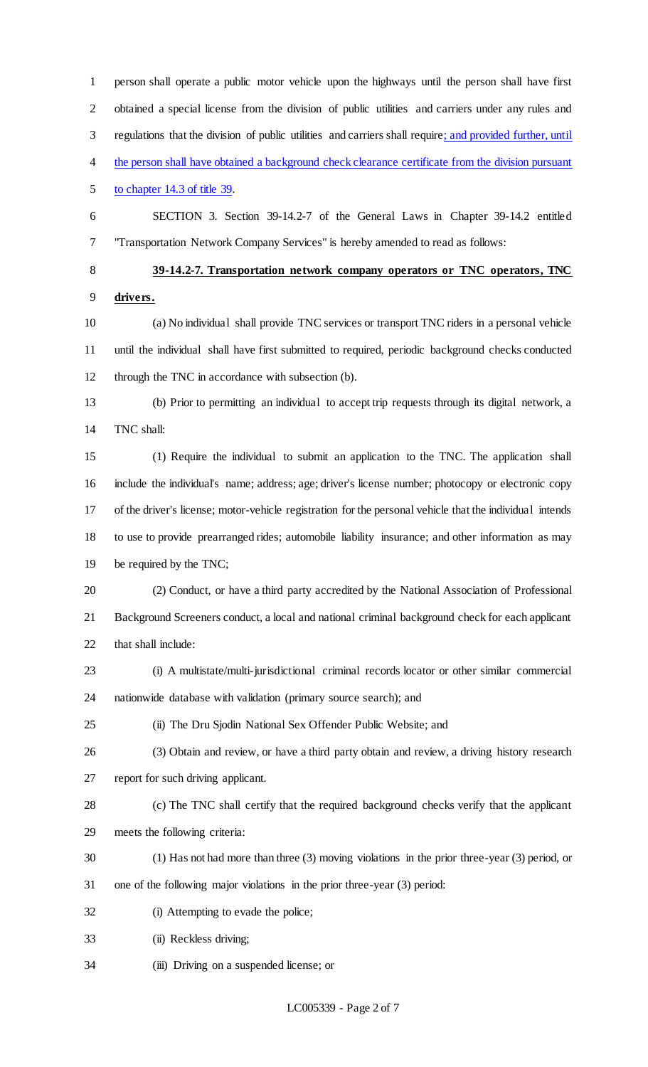person shall operate a public motor vehicle upon the highways until the person shall have first obtained a special license from the division of public utilities and carriers under any rules and regulations that the division of public utilities and carriers shall require<u>; and provided further, until the person shall have obtained a background check clearance certificate from the division pursuant to chapter 14.3 of title 39</u>.

SECTION 3. Section 39-14.2-7 of the General Laws in Chapter 39-14.2 entitled "Transportation Network Company Services" is hereby amended to read as follows:

**39-14.2-7. Transportation network company operators or TNC operators, TNC drivers.**

(a) No individual shall provide TNC services or transport TNC riders in a personal vehicle until the individual shall have first submitted to required, periodic background checks conducted through the TNC in accordance with subsection (b).

(b) Prior to permitting an individual to accept trip requests through its digital network, a TNC shall:

(1) Require the individual to submit an application to the TNC. The application shall include the individual's name; address; age; driver's license number; photocopy or electronic copy of the driver's license; motor-vehicle registration for the personal vehicle that the individual intends to use to provide prearranged rides; automobile liability insurance; and other information as may be required by the TNC;

(2) Conduct, or have a third party accredited by the National Association of Professional Background Screeners conduct, a local and national criminal background check for each applicant that shall include:

(i) A multistate/multi-jurisdictional criminal records locator or other similar commercial nationwide database with validation (primary source search); and

(ii) The Dru Sjodin National Sex Offender Public Website; and

(3) Obtain and review, or have a third party obtain and review, a driving history research report for such driving applicant.

(c) The TNC shall certify that the required background checks verify that the applicant meets the following criteria:

(1) Has not had more than three (3) moving violations in the prior three-year (3) period, or one of the following major violations in the prior three-year (3) period:

(i) Attempting to evade the police;

(ii) Reckless driving;

(iii) Driving on a suspended license; or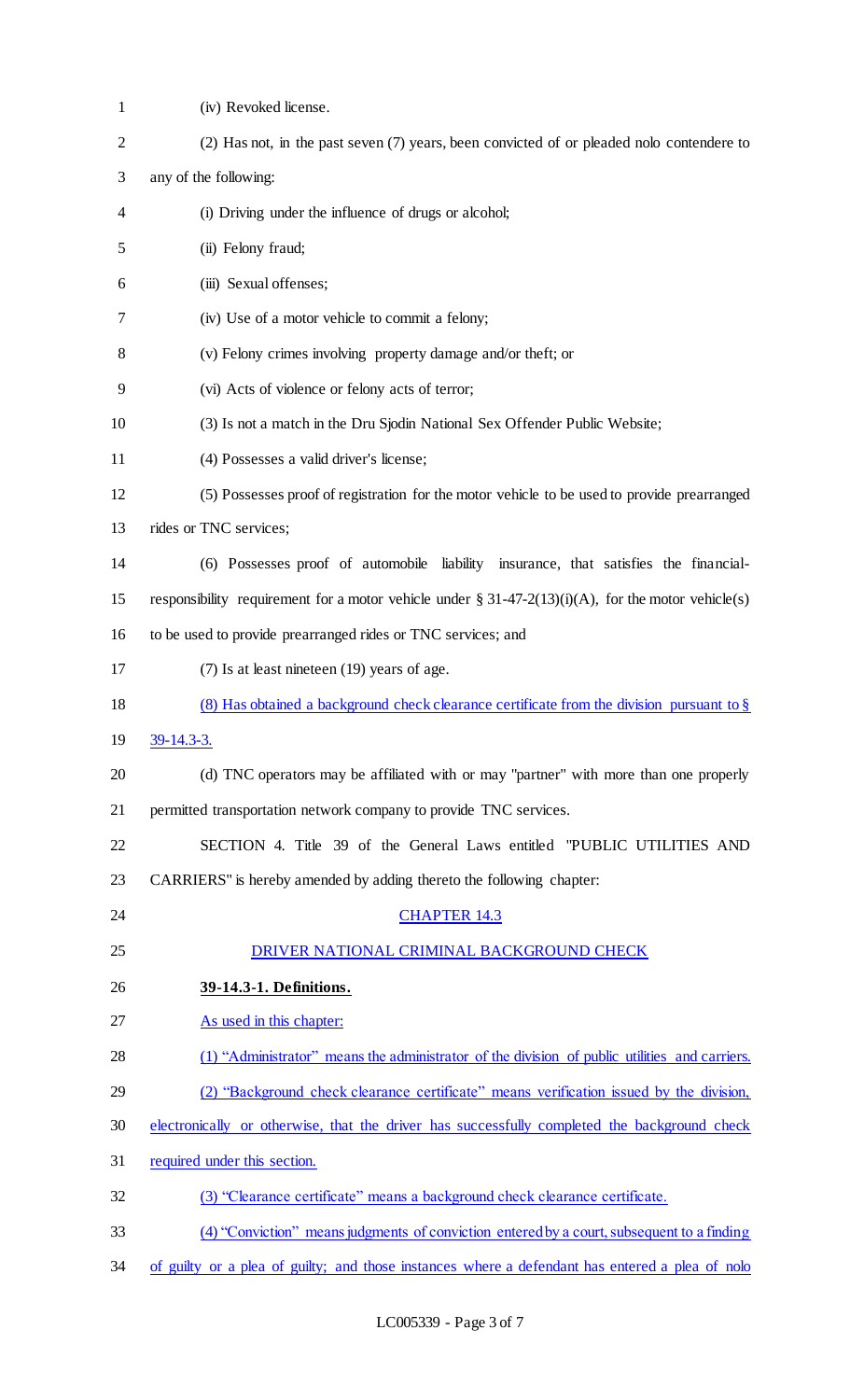(iv) Revoked license.

(2) Has not, in the past seven (7) years, been convicted of or pleaded nolo contendere to any of the following:

(i) Driving under the influence of drugs or alcohol;

(ii) Felony fraud;

(iii) Sexual offenses;

(iv) Use of a motor vehicle to commit a felony;

(v) Felony crimes involving property damage and/or theft; or

(vi) Acts of violence or felony acts of terror;

(3) Is not a match in the Dru Sjodin National Sex Offender Public Website;

(4) Possesses a valid driver's license;

(5) Possesses proof of registration for the motor vehicle to be used to provide prearranged rides or TNC services;

(6) Possesses proof of automobile liability insurance, that satisfies the financial-responsibility requirement for a motor vehicle under § 31-47-2(13)(i)(A), for the motor vehicle(s) to be used to provide prearranged rides or TNC services; and

(7) Is at least nineteen (19) years of age.

(8) Has obtained a background check clearance certificate from the division pursuant to § 39-14.3-3.

(d) TNC operators may be affiliated with or may "partner" with more than one properly permitted transportation network company to provide TNC services.

SECTION 4. Title 39 of the General Laws entitled "PUBLIC UTILITIES AND CARRIERS" is hereby amended by adding thereto the following chapter:

CHAPTER 14.3

DRIVER NATIONAL CRIMINAL BACKGROUND CHECK

**39-14.3-1. Definitions.**

As used in this chapter:

(1) "Administrator" means the administrator of the division of public utilities and carriers.

(2) "Background check clearance certificate" means verification issued by the division, electronically or otherwise, that the driver has successfully completed the background check required under this section.

(3) "Clearance certificate" means a background check clearance certificate.

(4) "Conviction" means judgments of conviction entered by a court, subsequent to a finding of guilty or a plea of guilty; and those instances where a defendant has entered a plea of nolo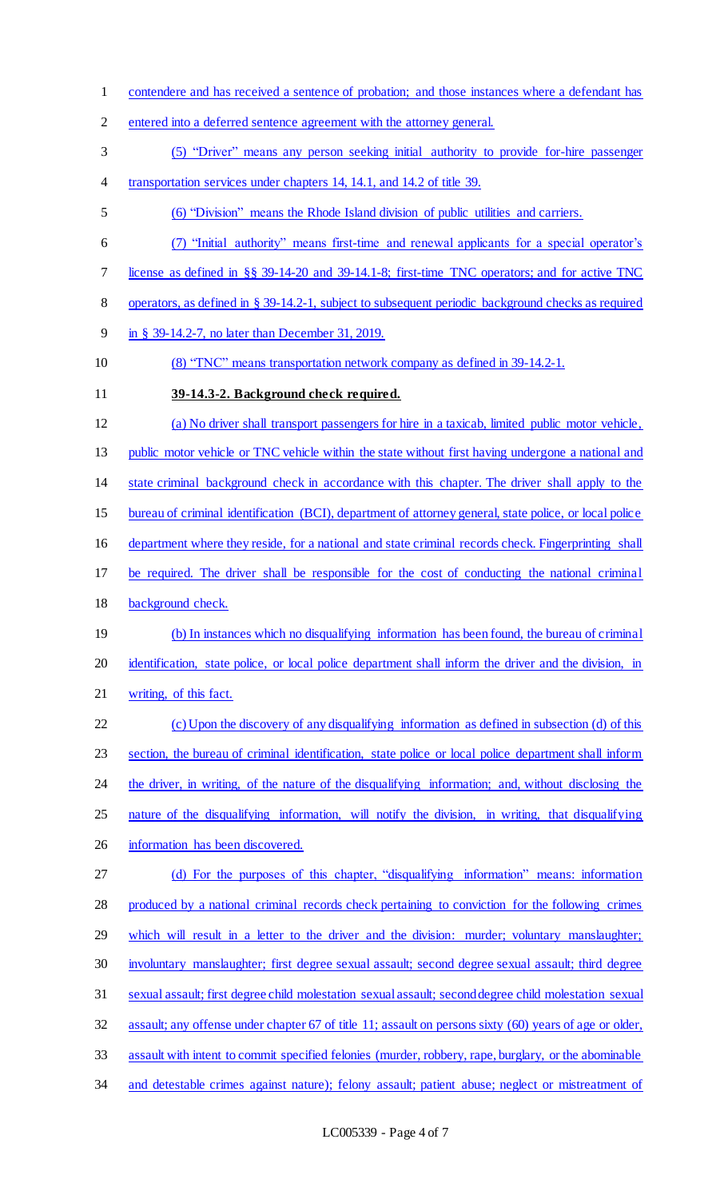contendere and has received a sentence of probation; and those instances where a defendant has entered into a deferred sentence agreement with the attorney general.

(5) "Driver" means any person seeking initial authority to provide for-hire passenger transportation services under chapters 14, 14.1, and 14.2 of title 39.

(6) "Division" means the Rhode Island division of public utilities and carriers.

(7) "Initial authority" means first-time and renewal applicants for a special operator's license as defined in §§ 39-14-20 and 39-14.1-8; first-time TNC operators; and for active TNC operators, as defined in § 39-14.2-1, subject to subsequent periodic background checks as required in § 39-14.2-7, no later than December 31, 2019.

(8) "TNC" means transportation network company as defined in 39-14.2-1.

**39-14.3-2. Background check required.**

(a) No driver shall transport passengers for hire in a taxicab, limited public motor vehicle, public motor vehicle or TNC vehicle within the state without first having undergone a national and state criminal background check in accordance with this chapter. The driver shall apply to the bureau of criminal identification (BCI), department of attorney general, state police, or local police department where they reside, for a national and state criminal records check. Fingerprinting shall be required. The driver shall be responsible for the cost of conducting the national criminal background check.

(b) In instances which no disqualifying information has been found, the bureau of criminal identification, state police, or local police department shall inform the driver and the division, in writing, of this fact.

(c) Upon the discovery of any disqualifying information as defined in subsection (d) of this section, the bureau of criminal identification, state police or local police department shall inform the driver, in writing, of the nature of the disqualifying information; and, without disclosing the nature of the disqualifying information, will notify the division, in writing, that disqualifying information has been discovered.

(d) For the purposes of this chapter, "disqualifying information" means: information produced by a national criminal records check pertaining to conviction for the following crimes which will result in a letter to the driver and the division: murder; voluntary manslaughter; involuntary manslaughter; first degree sexual assault; second degree sexual assault; third degree sexual assault; first degree child molestation sexual assault; second degree child molestation sexual assault; any offense under chapter 67 of title 11; assault on persons sixty (60) years of age or older, assault with intent to commit specified felonies (murder, robbery, rape, burglary, or the abominable and detestable crimes against nature); felony assault; patient abuse; neglect or mistreatment of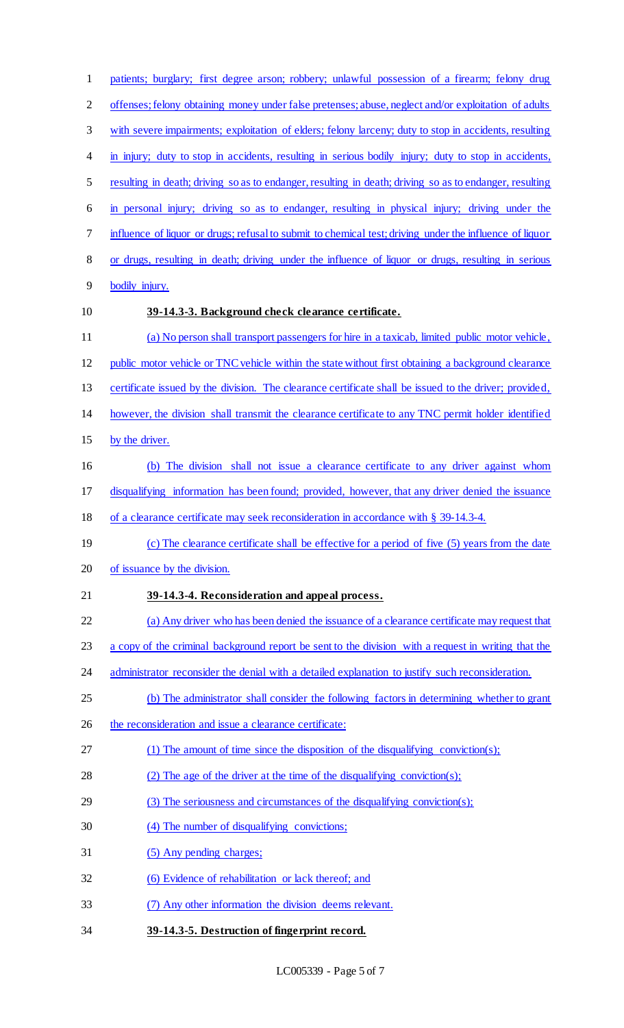patients; burglary; first degree arson; robbery; unlawful possession of a firearm; felony drug offenses; felony obtaining money under false pretenses; abuse, neglect and/or exploitation of adults with severe impairments; exploitation of elders; felony larceny; duty to stop in accidents, resulting in injury; duty to stop in accidents, resulting in serious bodily injury; duty to stop in accidents, resulting in death; driving so as to endanger, resulting in death; driving so as to endanger, resulting in personal injury; driving so as to endanger, resulting in physical injury; driving under the influence of liquor or drugs; refusal to submit to chemical test; driving under the influence of liquor or drugs, resulting in death; driving under the influence of liquor or drugs, resulting in serious bodily injury.

**39-14.3-3. Background check clearance certificate.**

(a) No person shall transport passengers for hire in a taxicab, limited public motor vehicle, public motor vehicle or TNC vehicle within the state without first obtaining a background clearance certificate issued by the division. The clearance certificate shall be issued to the driver; provided, however, the division shall transmit the clearance certificate to any TNC permit holder identified by the driver.

(b) The division shall not issue a clearance certificate to any driver against whom disqualifying information has been found; provided, however, that any driver denied the issuance of a clearance certificate may seek reconsideration in accordance with § 39-14.3-4.

(c) The clearance certificate shall be effective for a period of five (5) years from the date of issuance by the division.

**39-14.3-4. Reconsideration and appeal process.**

(a) Any driver who has been denied the issuance of a clearance certificate may request that a copy of the criminal background report be sent to the division with a request in writing that the administrator reconsider the denial with a detailed explanation to justify such reconsideration.

(b) The administrator shall consider the following factors in determining whether to grant the reconsideration and issue a clearance certificate:

(1) The amount of time since the disposition of the disqualifying conviction(s);

(2) The age of the driver at the time of the disqualifying conviction(s);

(3) The seriousness and circumstances of the disqualifying conviction(s);

(4) The number of disqualifying convictions;

(5) Any pending charges;

(6) Evidence of rehabilitation or lack thereof; and

(7) Any other information the division deems relevant.

**39-14.3-5. Destruction of fingerprint record.**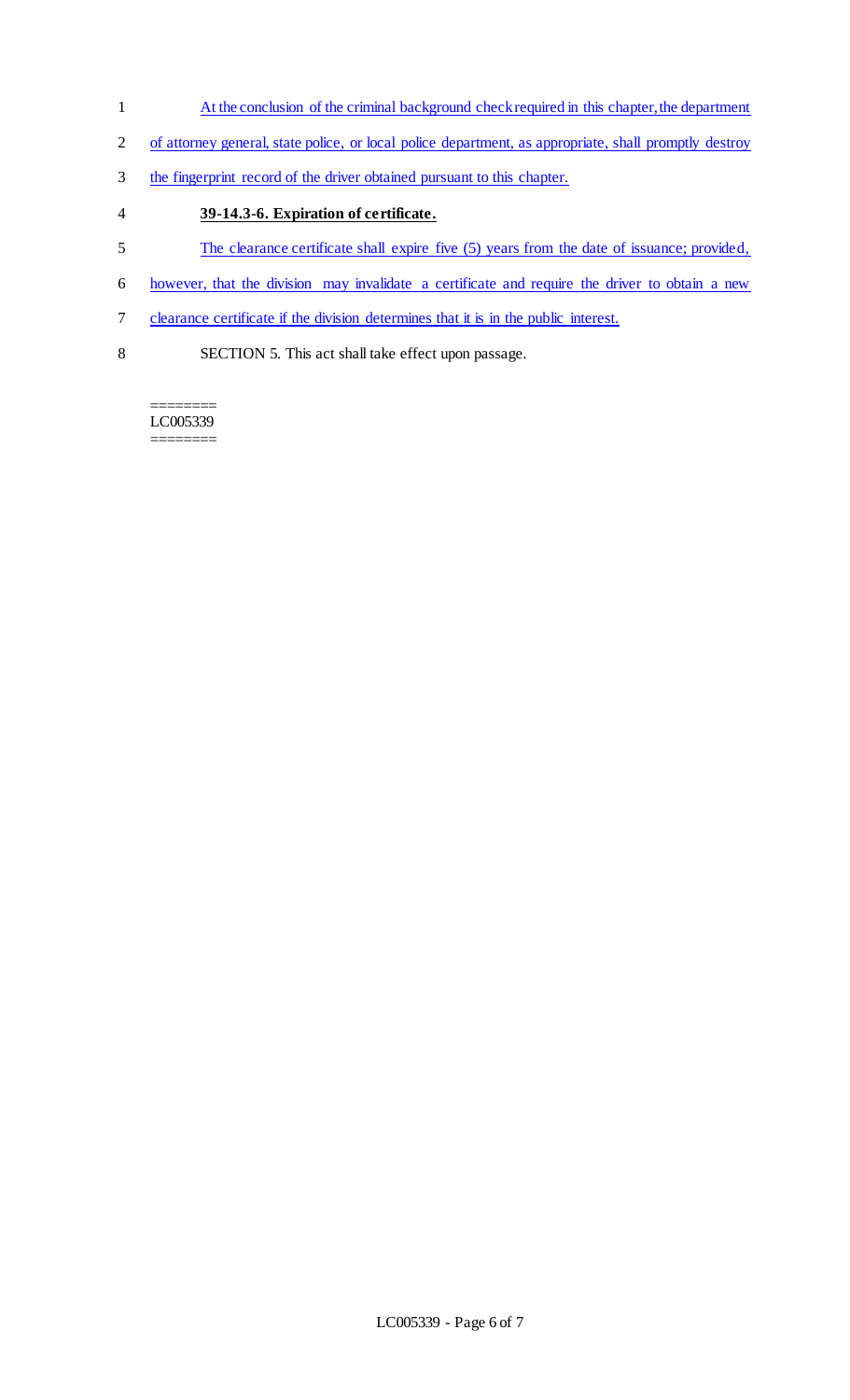At the conclusion of the criminal background check required in this chapter, the department of attorney general, state police, or local police department, as appropriate, shall promptly destroy the fingerprint record of the driver obtained pursuant to this chapter.

**39-14.3-6. Expiration of certificate.**

The clearance certificate shall expire five (5) years from the date of issuance; provided, however, that the division may invalidate a certificate and require the driver to obtain a new clearance certificate if the division determines that it is in the public interest.

SECTION 5. This act shall take effect upon passage.

========
LC005339
========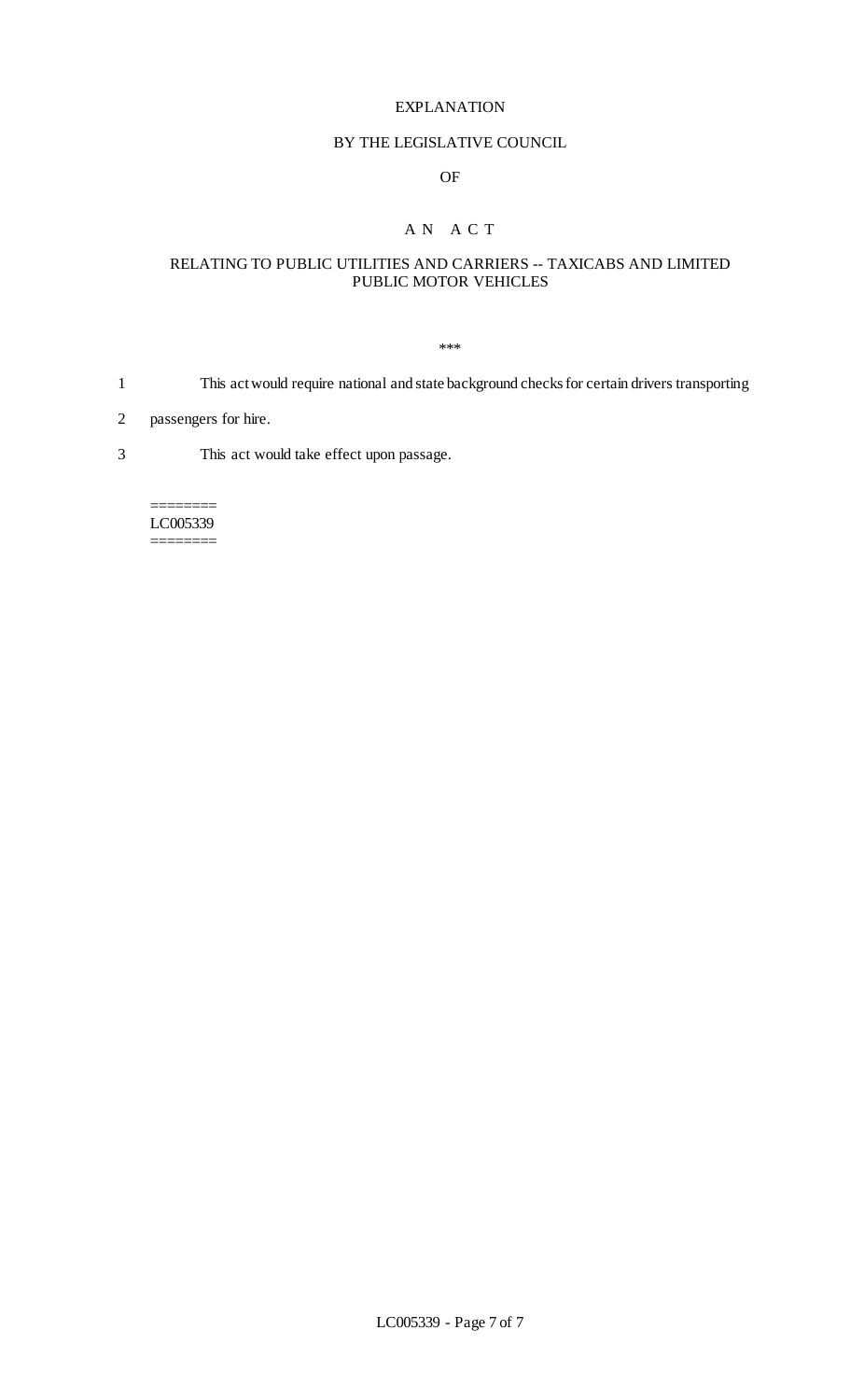EXPLANATION

BY THE LEGISLATIVE COUNCIL

OF

A N   A C T

RELATING TO PUBLIC UTILITIES AND CARRIERS -- TAXICABS AND LIMITED PUBLIC MOTOR VEHICLES

\*\*\*

1 This act would require national and state background checks for certain drivers transporting

2 passengers for hire.

3 This act would take effect upon passage.

========
LC005339
========